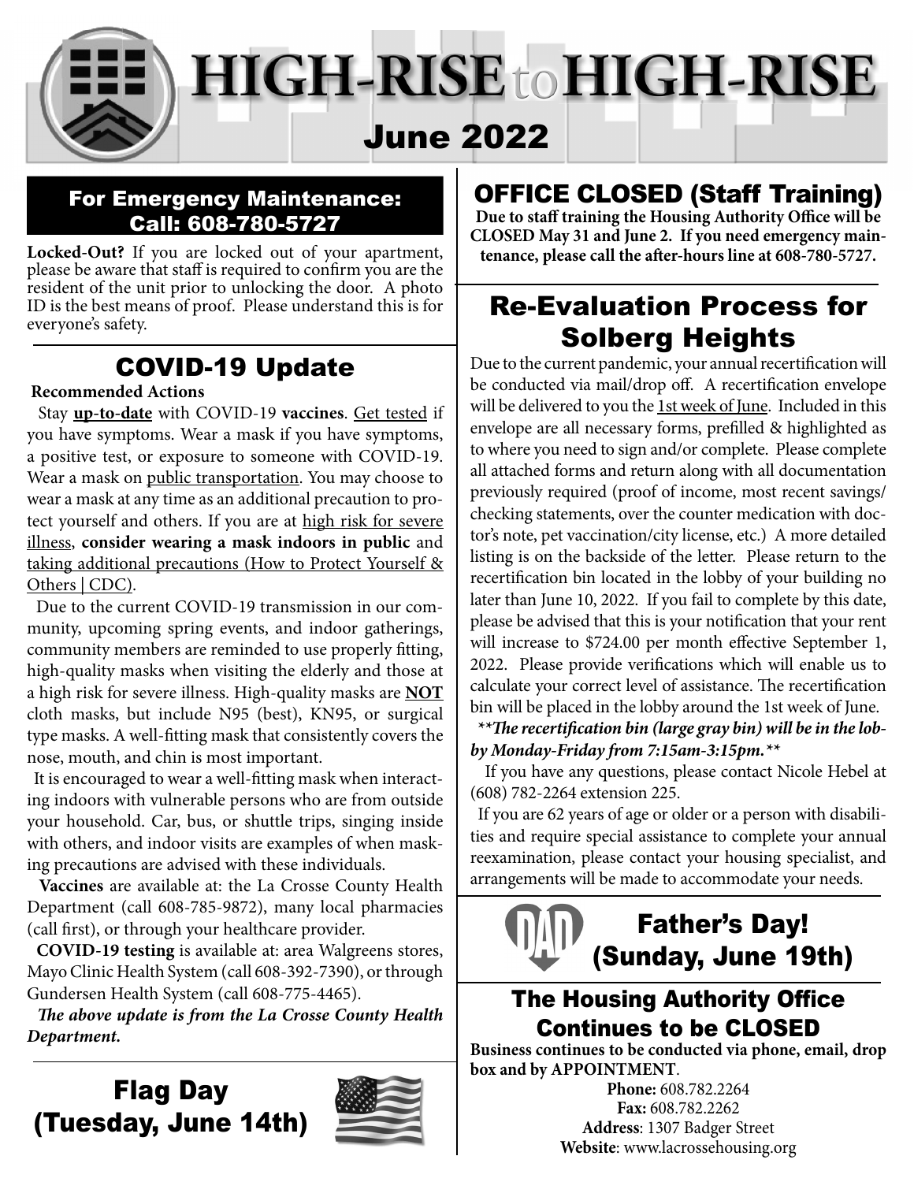# HIGH-RISE to HIGH-RISE

## June 2022

## For Emergency Maintenance: Call: 608-780-5727

**Locked-Out?** If you are locked out of your apartment, please be aware that staff is required to confirm you are the resident of the unit prior to unlocking the door. A photo ID is the best means of proof. Please understand this is for everyone's safety.

## COVID-19 Update

**Recommended Actions**

Stay **up-to-date** with COVID-19 **vaccines**. Get tested if you have symptoms. Wear a mask if you have symptoms, a positive test, or exposure to someone with COVID-19. Wear a mask on public transportation. You may choose to wear a mask at any time as an additional precaution to protect yourself and others. If you are at high risk for severe illness, **consider wearing a mask indoors in public** and taking additional precautions (How to Protect Yourself & Others | CDC).

Due to the current COVID-19 transmission in our community, upcoming spring events, and indoor gatherings, community members are reminded to use properly fitting, high-quality masks when visiting the elderly and those at a high risk for severe illness. High-quality masks are **NOT** cloth masks, but include N95 (best), KN95, or surgical type masks. A well-fitting mask that consistently covers the nose, mouth, and chin is most important.

It is encouraged to wear a well-fitting mask when interacting indoors with vulnerable persons who are from outside your household. Car, bus, or shuttle trips, singing inside with others, and indoor visits are examples of when masking precautions are advised with these individuals.

**Vaccines** are available at: the La Crosse County Health Department (call 608-785-9872), many local pharmacies (call first), or through your healthcare provider.

**COVID-19 testing** is available at: area Walgreens stores, Mayo Clinic Health System (call 608-392-7390), or through Gundersen Health System (call 608-775-4465).

***The above update is from the La Crosse County Health Department.***

## Flag Day (Tuesday, June 14th)

## OFFICE CLOSED (Staff Training)

**Due to staff training the Housing Authority Office will be CLOSED May 31 and June 2. If you need emergency maintenance, please call the after-hours line at 608-780-5727.**

## Re-Evaluation Process for Solberg Heights

Due to the current pandemic, your annual recertification will be conducted via mail/drop off. A recertification envelope will be delivered to you the 1st week of June. Included in this envelope are all necessary forms, prefilled & highlighted as to where you need to sign and/or complete. Please complete all attached forms and return along with all documentation previously required (proof of income, most recent savings/checking statements, over the counter medication with doctor's note, pet vaccination/city license, etc.) A more detailed listing is on the backside of the letter. Please return to the recertification bin located in the lobby of your building no later than June 10, 2022. If you fail to complete by this date, please be advised that this is your notification that your rent will increase to $724.00 per month effective September 1, 2022. Please provide verifications which will enable us to calculate your correct level of assistance. The recertification bin will be placed in the lobby around the 1st week of June.

***\*\*The recertification bin (large gray bin) will be in the lobby Monday-Friday from 7:15am-3:15pm.\*\****

If you have any questions, please contact Nicole Hebel at (608) 782-2264 extension 225.

If you are 62 years of age or older or a person with disabilities and require special assistance to complete your annual reexamination, please contact your housing specialist, and arrangements will be made to accommodate your needs.

## Father's Day! (Sunday, June 19th)

## The Housing Authority Office Continues to be CLOSED

**Business continues to be conducted via phone, email, drop box and by APPOINTMENT**.

**Phone:** 608.782.2264
**Fax:** 608.782.2262
**Address**: 1307 Badger Street
**Website**: www.lacrossehousing.org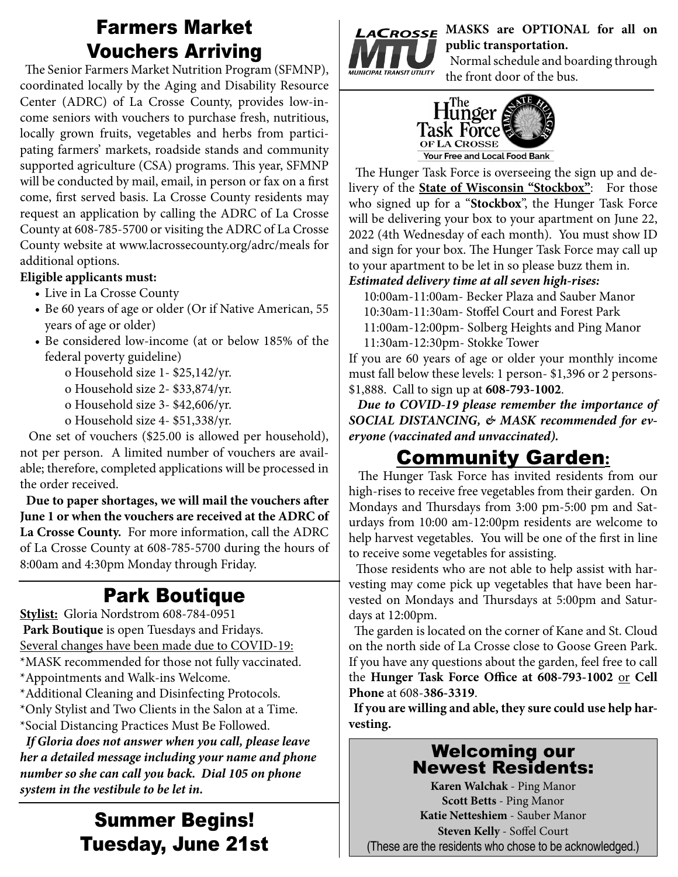# Farmers Market Vouchers Arriving

The Senior Farmers Market Nutrition Program (SFMNP), coordinated locally by the Aging and Disability Resource Center (ADRC) of La Crosse County, provides low-income seniors with vouchers to purchase fresh, nutritious, locally grown fruits, vegetables and herbs from participating farmers' markets, roadside stands and community supported agriculture (CSA) programs. This year, SFMNP will be conducted by mail, email, in person or fax on a first come, first served basis. La Crosse County residents may request an application by calling the ADRC of La Crosse County at 608-785-5700 or visiting the ADRC of La Crosse County website at www.lacrossecounty.org/adrc/meals for additional options.

**Eligible applicants must:**

- Live in La Crosse County
- Be 60 years of age or older (Or if Native American, 55 years of age or older)
- Be considered low-income (at or below 185% of the federal poverty guideline)
  - o Household size 1- $25,142/yr.
  - o Household size 2- $33,874/yr.
  - o Household size 3- $42,606/yr.
  - o Household size 4- $51,338/yr.

One set of vouchers ($25.00 is allowed per household), not per person. A limited number of vouchers are available; therefore, completed applications will be processed in the order received.

**Due to paper shortages, we will mail the vouchers after June 1 or when the vouchers are received at the ADRC of La Crosse County.** For more information, call the ADRC of La Crosse County at 608-785-5700 during the hours of 8:00am and 4:30pm Monday through Friday.

# Park Boutique

**Stylist:** Gloria Nordstrom 608-784-0951

**Park Boutique** is open Tuesdays and Fridays.

Several changes have been made due to COVID-19:

*MASK recommended for those not fully vaccinated.

*Appointments and Walk-ins Welcome.

*Additional Cleaning and Disinfecting Protocols.

*Only Stylist and Two Clients in the Salon at a Time.

*Social Distancing Practices Must Be Followed.

***If Gloria does not answer when you call, please leave her a detailed message including your name and phone number so she can call you back. Dial 105 on phone system in the vestibule to be let in.***

# Summer Begins! Tuesday, June 21st

LaCrosse MTU Municipal Transit Utility

**MASKS are OPTIONAL for all on public transportation.**

Normal schedule and boarding through the front door of the bus.

The Hunger Task Force of La Crosse — Your Free and Local Food Bank

The Hunger Task Force is overseeing the sign up and delivery of the **State of Wisconsin "Stockbox"**: For those who signed up for a "**Stockbox**", the Hunger Task Force will be delivering your box to your apartment on June 22, 2022 (4th Wednesday of each month). You must show ID and sign for your box. The Hunger Task Force may call up to your apartment to be let in so please buzz them in.

***Estimated delivery time at all seven high-rises:***

10:00am-11:00am- Becker Plaza and Sauber Manor

10:30am-11:30am- Stoffel Court and Forest Park

11:00am-12:00pm- Solberg Heights and Ping Manor

11:30am-12:30pm- Stokke Tower

If you are 60 years of age or older your monthly income must fall below these levels: 1 person- $1,396 or 2 persons- $1,888. Call to sign up at **608-793-1002**.

***Due to COVID-19 please remember the importance of SOCIAL DISTANCING, & MASK recommended for everyone (vaccinated and unvaccinated).***

# Community Garden:

The Hunger Task Force has invited residents from our high-rises to receive free vegetables from their garden. On Mondays and Thursdays from 3:00 pm-5:00 pm and Saturdays from 10:00 am-12:00pm residents are welcome to help harvest vegetables. You will be one of the first in line to receive some vegetables for assisting.

Those residents who are not able to help assist with harvesting may come pick up vegetables that have been harvested on Mondays and Thursdays at 5:00pm and Saturdays at 12:00pm.

The garden is located on the corner of Kane and St. Cloud on the north side of La Crosse close to Goose Green Park. If you have any questions about the garden, feel free to call the **Hunger Task Force Office at 608-793-1002** or **Cell Phone** at 608-**386-3319**.

**If you are willing and able, they sure could use help harvesting.**

## Welcoming our Newest Residents:

**Karen Walchak** - Ping Manor

**Scott Betts** - Ping Manor

**Katie Netteshiem** - Sauber Manor

**Steven Kelly** - Soffel Court

(These are the residents who chose to be acknowledged.)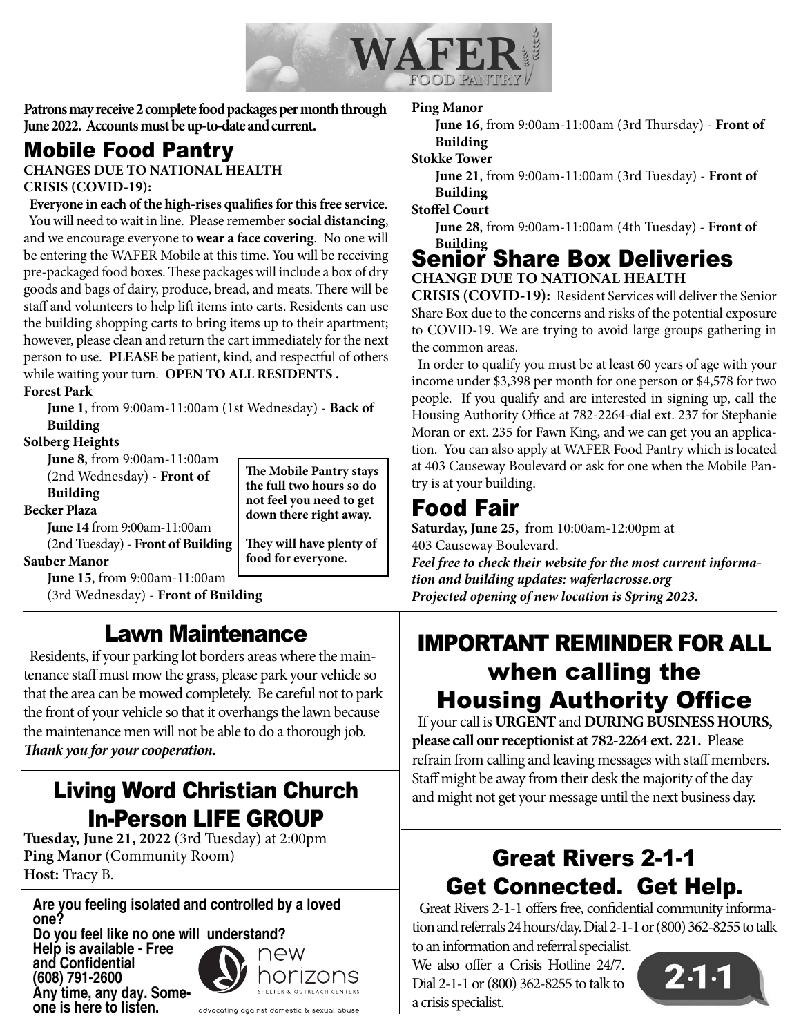WAFER FOOD PANTRY

**Patrons may receive 2 complete food packages per month through June 2022. Accounts must be up-to-date and current.**

## Mobile Food Pantry

**CHANGES DUE TO NATIONAL HEALTH CRISIS (COVID-19):**

**Everyone in each of the high-rises qualifies for this free service.** You will need to wait in line. Please remember **social distancing**, and we encourage everyone to **wear a face covering**. No one will be entering the WAFER Mobile at this time. You will be receiving pre-packaged food boxes. These packages will include a box of dry goods and bags of dairy, produce, bread, and meats. There will be staff and volunteers to help lift items into carts. Residents can use the building shopping carts to bring items up to their apartment; however, please clean and return the cart immediately for the next person to use. **PLEASE** be patient, kind, and respectful of others while waiting your turn. **OPEN TO ALL RESIDENTS .**

**Forest Park**
**June 1**, from 9:00am-11:00am (1st Wednesday) - **Back of Building**

**Solberg Heights**
**June 8**, from 9:00am-11:00am (2nd Wednesday) - **Front of Building**

**Becker Plaza**
**June 14** from 9:00am-11:00am (2nd Tuesday) - **Front of Building**

**Sauber Manor**
**June 15**, from 9:00am-11:00am (3rd Wednesday) - **Front of Building**

**The Mobile Pantry stays the full two hours so do not feel you need to get down there right away.**

**They will have plenty of food for everyone.**

**Ping Manor**
**June 16**, from 9:00am-11:00am (3rd Thursday) - **Front of Building**

**Stokke Tower**
**June 21**, from 9:00am-11:00am (3rd Tuesday) - **Front of Building**

**Stoffel Court**
**June 28**, from 9:00am-11:00am (4th Tuesday) - **Front of Building**

## Senior Share Box Deliveries

**CHANGE DUE TO NATIONAL HEALTH CRISIS (COVID-19):** Resident Services will deliver the Senior Share Box due to the concerns and risks of the potential exposure to COVID-19. We are trying to avoid large groups gathering in the common areas.

In order to qualify you must be at least 60 years of age with your income under $3,398 per month for one person or $4,578 for two people. If you qualify and are interested in signing up, call the Housing Authority Office at 782-2264-dial ext. 237 for Stephanie Moran or ext. 235 for Fawn King, and we can get you an application. You can also apply at WAFER Food Pantry which is located at 403 Causeway Boulevard or ask for one when the Mobile Pantry is at your building.

## Food Fair

**Saturday, June 25,** from 10:00am-12:00pm at 403 Causeway Boulevard.

***Feel free to check their website for the most current information and building updates: waferlacrosse.org***
***Projected opening of new location is Spring 2023.***

## Lawn Maintenance

Residents, if your parking lot borders areas where the maintenance staff must mow the grass, please park your vehicle so that the area can be mowed completely. Be careful not to park the front of your vehicle so that it overhangs the lawn because the maintenance men will not be able to do a thorough job. ***Thank you for your cooperation.***

## Living Word Christian Church In-Person LIFE GROUP

**Tuesday, June 21, 2022** (3rd Tuesday) at 2:00pm
**Ping Manor** (Community Room)
**Host:** Tracy B.

**Are you feeling isolated and controlled by a loved one?**
**Do you feel like no one will understand?**
**Help is available - Free and Confidential**
**(608) 791-2600**
**Any time, any day. Someone is here to listen.**

new horizons
SHELTER & OUTREACH CENTERS
advocating against domestic & sexual abuse

## IMPORTANT REMINDER FOR ALL when calling the Housing Authority Office

If your call is **URGENT** and **DURING BUSINESS HOURS, please call our receptionist at 782-2264 ext. 221.** Please refrain from calling and leaving messages with staff members. Staff might be away from their desk the majority of the day and might not get your message until the next business day.

## Great Rivers 2-1-1 Get Connected. Get Help.

Great Rivers 2-1-1 offers free, confidential community information and referrals 24 hours/day. Dial 2-1-1 or (800) 362-8255 to talk to an information and referral specialist.

We also offer a Crisis Hotline 24/7. Dial 2-1-1 or (800) 362-8255 to talk to a crisis specialist.

2·1·1